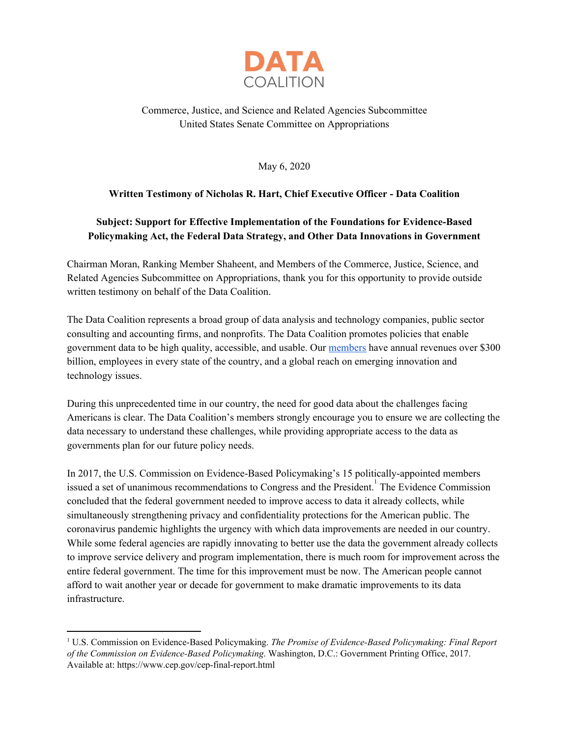**DATA**
COALITION

Commerce, Justice, and Science and Related Agencies Subcommittee
United States Senate Committee on Appropriations

May 6, 2020

**Written Testimony of Nicholas R. Hart, Chief Executive Officer - Data Coalition**

**Subject: Support for Effective Implementation of the Foundations for Evidence-Based Policymaking Act, the Federal Data Strategy, and Other Data Innovations in Government**

Chairman Moran, Ranking Member Shaheent, and Members of the Commerce, Justice, Science, and Related Agencies Subcommittee on Appropriations, thank you for this opportunity to provide outside written testimony on behalf of the Data Coalition.

The Data Coalition represents a broad group of data analysis and technology companies, public sector consulting and accounting firms, and nonprofits. The Data Coalition promotes policies that enable government data to be high quality, accessible, and usable. Our members have annual revenues over $300 billion, employees in every state of the country, and a global reach on emerging innovation and technology issues.

During this unprecedented time in our country, the need for good data about the challenges facing Americans is clear. The Data Coalition's members strongly encourage you to ensure we are collecting the data necessary to understand these challenges, while providing appropriate access to the data as governments plan for our future policy needs.

In 2017, the U.S. Commission on Evidence-Based Policymaking's 15 politically-appointed members issued a set of unanimous recommendations to Congress and the President.[1] The Evidence Commission concluded that the federal government needed to improve access to data it already collects, while simultaneously strengthening privacy and confidentiality protections for the American public. The coronavirus pandemic highlights the urgency with which data improvements are needed in our country. While some federal agencies are rapidly innovating to better use the data the government already collects to improve service delivery and program implementation, there is much room for improvement across the entire federal government. The time for this improvement must be now. The American people cannot afford to wait another year or decade for government to make dramatic improvements to its data infrastructure.

---

[1] U.S. Commission on Evidence-Based Policymaking. *The Promise of Evidence-Based Policymaking: Final Report of the Commission on Evidence-Based Policymaking.* Washington, D.C.: Government Printing Office, 2017. Available at: https://www.cep.gov/cep-final-report.html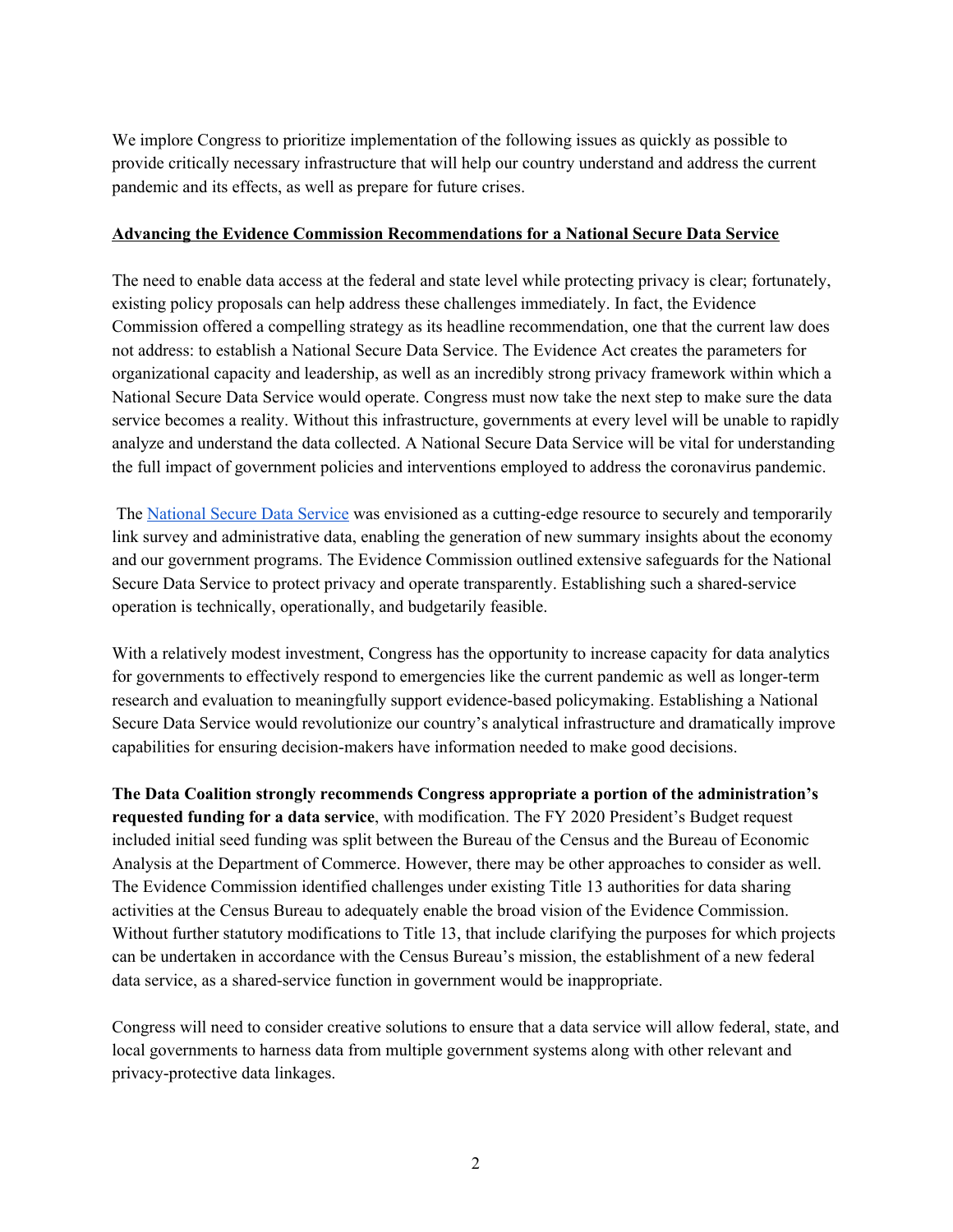We implore Congress to prioritize implementation of the following issues as quickly as possible to provide critically necessary infrastructure that will help our country understand and address the current pandemic and its effects, as well as prepare for future crises.

**Advancing the Evidence Commission Recommendations for a National Secure Data Service**

The need to enable data access at the federal and state level while protecting privacy is clear; fortunately, existing policy proposals can help address these challenges immediately. In fact, the Evidence Commission offered a compelling strategy as its headline recommendation, one that the current law does not address: to establish a National Secure Data Service. The Evidence Act creates the parameters for organizational capacity and leadership, as well as an incredibly strong privacy framework within which a National Secure Data Service would operate. Congress must now take the next step to make sure the data service becomes a reality. Without this infrastructure, governments at every level will be unable to rapidly analyze and understand the data collected. A National Secure Data Service will be vital for understanding the full impact of government policies and interventions employed to address the coronavirus pandemic.

The National Secure Data Service was envisioned as a cutting-edge resource to securely and temporarily link survey and administrative data, enabling the generation of new summary insights about the economy and our government programs. The Evidence Commission outlined extensive safeguards for the National Secure Data Service to protect privacy and operate transparently. Establishing such a shared-service operation is technically, operationally, and budgetarily feasible.

With a relatively modest investment, Congress has the opportunity to increase capacity for data analytics for governments to effectively respond to emergencies like the current pandemic as well as longer-term research and evaluation to meaningfully support evidence-based policymaking. Establishing a National Secure Data Service would revolutionize our country's analytical infrastructure and dramatically improve capabilities for ensuring decision-makers have information needed to make good decisions.

**The Data Coalition strongly recommends Congress appropriate a portion of the administration's requested funding for a data service**, with modification. The FY 2020 President's Budget request included initial seed funding was split between the Bureau of the Census and the Bureau of Economic Analysis at the Department of Commerce. However, there may be other approaches to consider as well. The Evidence Commission identified challenges under existing Title 13 authorities for data sharing activities at the Census Bureau to adequately enable the broad vision of the Evidence Commission. Without further statutory modifications to Title 13, that include clarifying the purposes for which projects can be undertaken in accordance with the Census Bureau's mission, the establishment of a new federal data service, as a shared-service function in government would be inappropriate.

Congress will need to consider creative solutions to ensure that a data service will allow federal, state, and local governments to harness data from multiple government systems along with other relevant and privacy-protective data linkages.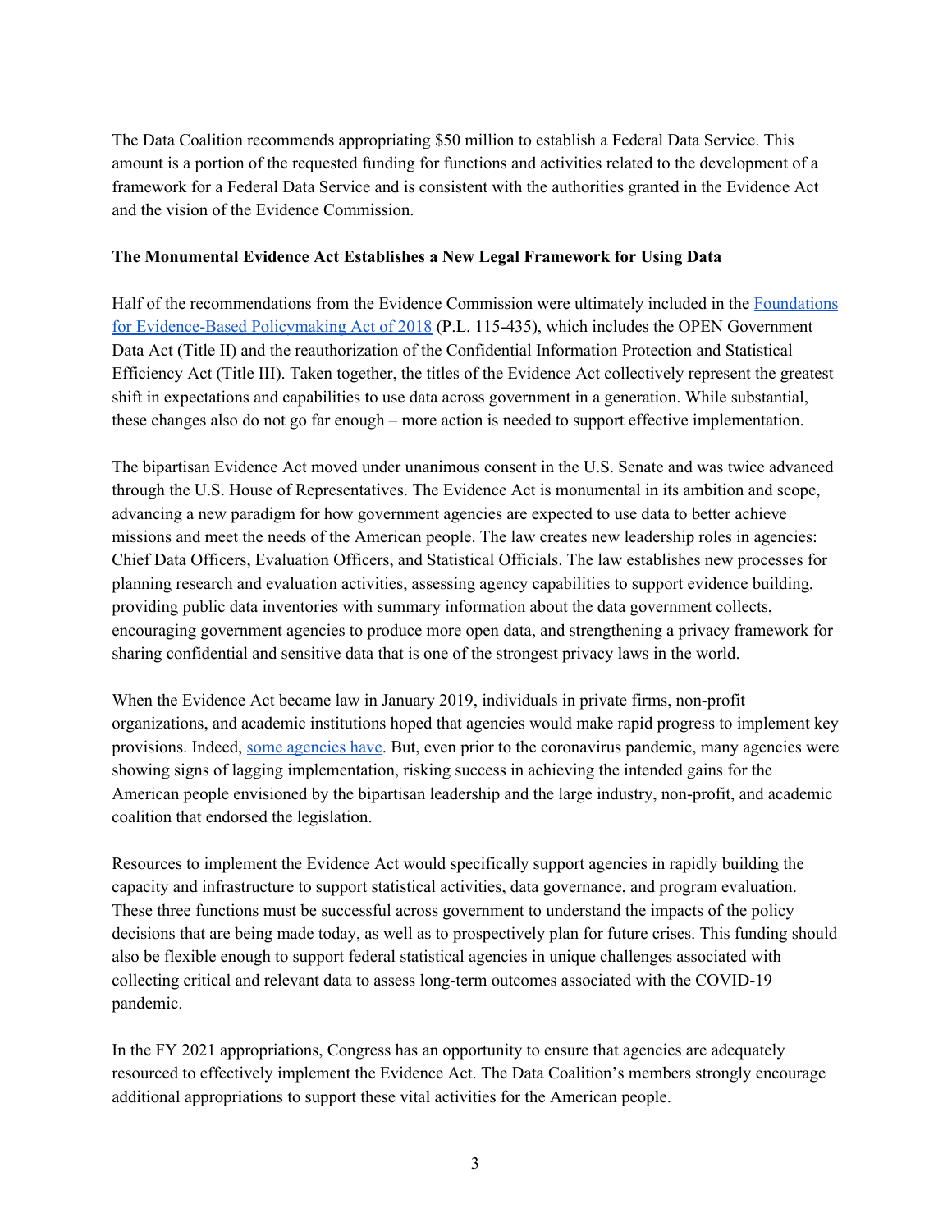The Data Coalition recommends appropriating $50 million to establish a Federal Data Service. This amount is a portion of the requested funding for functions and activities related to the development of a framework for a Federal Data Service and is consistent with the authorities granted in the Evidence Act and the vision of the Evidence Commission.

**The Monumental Evidence Act Establishes a New Legal Framework for Using Data**

Half of the recommendations from the Evidence Commission were ultimately included in the Foundations for Evidence-Based Policymaking Act of 2018 (P.L. 115-435), which includes the OPEN Government Data Act (Title II) and the reauthorization of the Confidential Information Protection and Statistical Efficiency Act (Title III). Taken together, the titles of the Evidence Act collectively represent the greatest shift in expectations and capabilities to use data across government in a generation. While substantial, these changes also do not go far enough – more action is needed to support effective implementation.

The bipartisan Evidence Act moved under unanimous consent in the U.S. Senate and was twice advanced through the U.S. House of Representatives. The Evidence Act is monumental in its ambition and scope, advancing a new paradigm for how government agencies are expected to use data to better achieve missions and meet the needs of the American people. The law creates new leadership roles in agencies: Chief Data Officers, Evaluation Officers, and Statistical Officials. The law establishes new processes for planning research and evaluation activities, assessing agency capabilities to support evidence building, providing public data inventories with summary information about the data government collects, encouraging government agencies to produce more open data, and strengthening a privacy framework for sharing confidential and sensitive data that is one of the strongest privacy laws in the world.

When the Evidence Act became law in January 2019, individuals in private firms, non-profit organizations, and academic institutions hoped that agencies would make rapid progress to implement key provisions. Indeed, some agencies have. But, even prior to the coronavirus pandemic, many agencies were showing signs of lagging implementation, risking success in achieving the intended gains for the American people envisioned by the bipartisan leadership and the large industry, non-profit, and academic coalition that endorsed the legislation.

Resources to implement the Evidence Act would specifically support agencies in rapidly building the capacity and infrastructure to support statistical activities, data governance, and program evaluation. These three functions must be successful across government to understand the impacts of the policy decisions that are being made today, as well as to prospectively plan for future crises. This funding should also be flexible enough to support federal statistical agencies in unique challenges associated with collecting critical and relevant data to assess long-term outcomes associated with the COVID-19 pandemic.

In the FY 2021 appropriations, Congress has an opportunity to ensure that agencies are adequately resourced to effectively implement the Evidence Act. The Data Coalition's members strongly encourage additional appropriations to support these vital activities for the American people.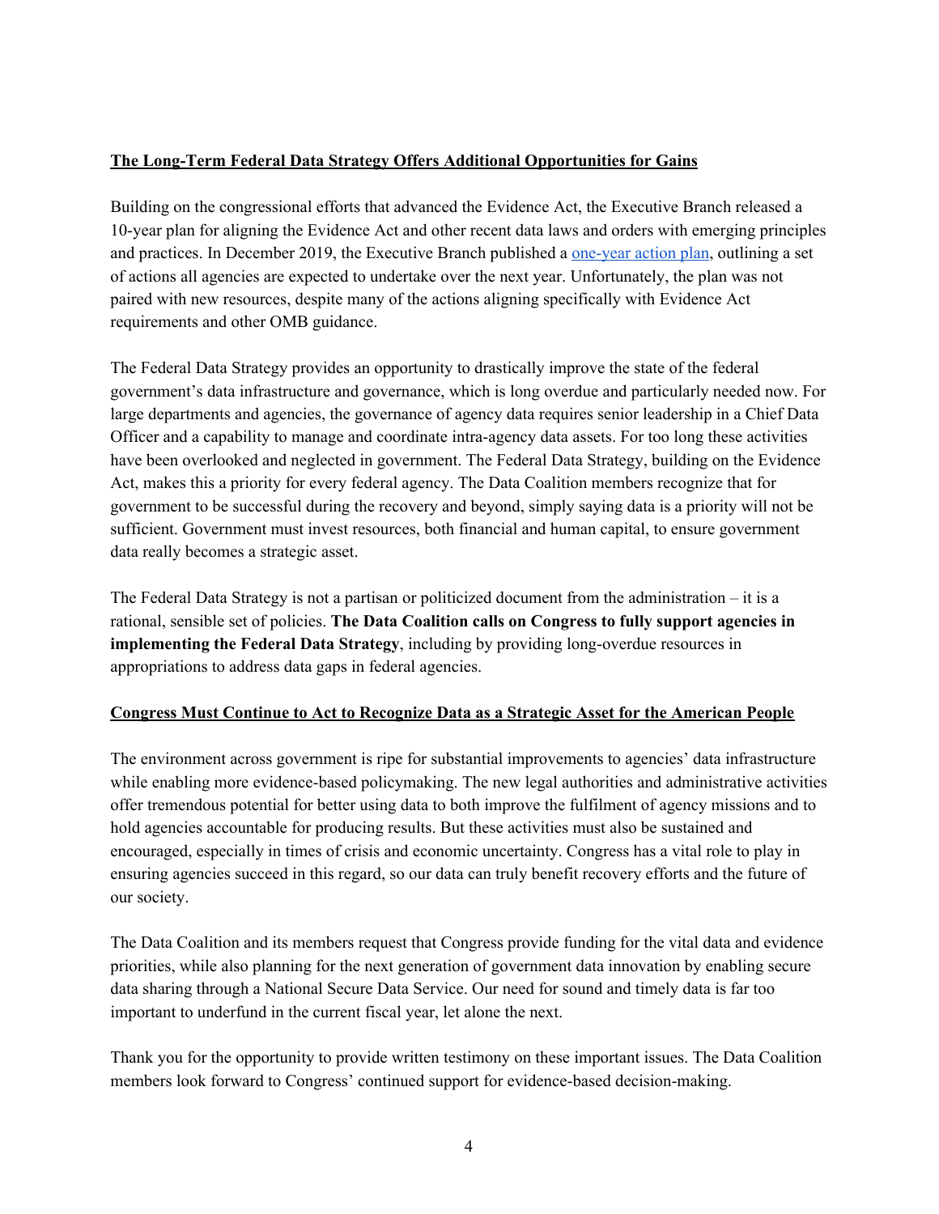## The Long-Term Federal Data Strategy Offers Additional Opportunities for Gains

Building on the congressional efforts that advanced the Evidence Act, the Executive Branch released a 10-year plan for aligning the Evidence Act and other recent data laws and orders with emerging principles and practices. In December 2019, the Executive Branch published a one-year action plan, outlining a set of actions all agencies are expected to undertake over the next year. Unfortunately, the plan was not paired with new resources, despite many of the actions aligning specifically with Evidence Act requirements and other OMB guidance.

The Federal Data Strategy provides an opportunity to drastically improve the state of the federal government's data infrastructure and governance, which is long overdue and particularly needed now. For large departments and agencies, the governance of agency data requires senior leadership in a Chief Data Officer and a capability to manage and coordinate intra-agency data assets. For too long these activities have been overlooked and neglected in government. The Federal Data Strategy, building on the Evidence Act, makes this a priority for every federal agency. The Data Coalition members recognize that for government to be successful during the recovery and beyond, simply saying data is a priority will not be sufficient. Government must invest resources, both financial and human capital, to ensure government data really becomes a strategic asset.

The Federal Data Strategy is not a partisan or politicized document from the administration – it is a rational, sensible set of policies. **The Data Coalition calls on Congress to fully support agencies in implementing the Federal Data Strategy**, including by providing long-overdue resources in appropriations to address data gaps in federal agencies.

## Congress Must Continue to Act to Recognize Data as a Strategic Asset for the American People

The environment across government is ripe for substantial improvements to agencies' data infrastructure while enabling more evidence-based policymaking. The new legal authorities and administrative activities offer tremendous potential for better using data to both improve the fulfilment of agency missions and to hold agencies accountable for producing results. But these activities must also be sustained and encouraged, especially in times of crisis and economic uncertainty. Congress has a vital role to play in ensuring agencies succeed in this regard, so our data can truly benefit recovery efforts and the future of our society.

The Data Coalition and its members request that Congress provide funding for the vital data and evidence priorities, while also planning for the next generation of government data innovation by enabling secure data sharing through a National Secure Data Service. Our need for sound and timely data is far too important to underfund in the current fiscal year, let alone the next.

Thank you for the opportunity to provide written testimony on these important issues. The Data Coalition members look forward to Congress' continued support for evidence-based decision-making.